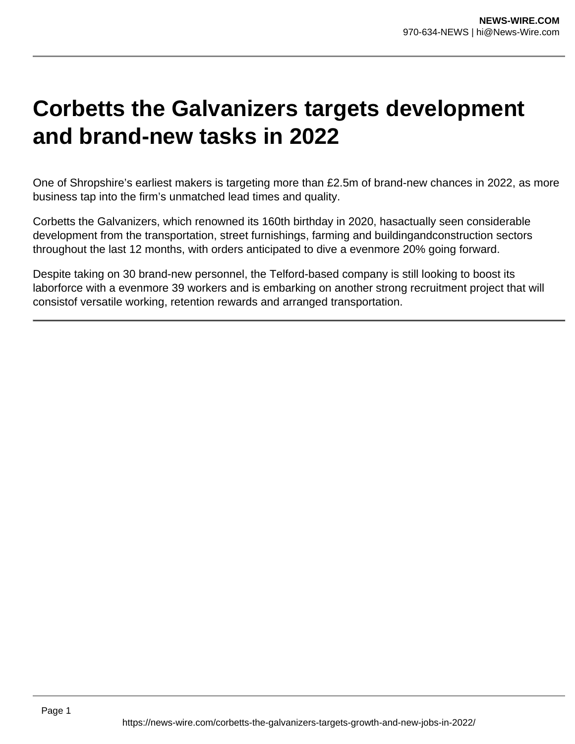# Corbetts the Galvanizers targets development and brand-new tasks in 2022

One of Shropshire's earliest makers is targeting more than £2.5m of brand-new chances in 2022, as more business tap into the firm's unmatched lead times and quality.

Corbetts the Galvanizers, which renowned its 160th birthday in 2020, hasactually seen considerable development from the transportation, street furnishings, farming and buildingandconstruction sectors throughout the last 12 months, with orders anticipated to dive a evenmore 20% going forward.

Despite taking on 30 brand-new personnel, the Telford-based company is still looking to boost its laborforce with a evenmore 39 workers and is embarking on another strong recruitment project that will consistof versatile working, retention rewards and arranged transportation.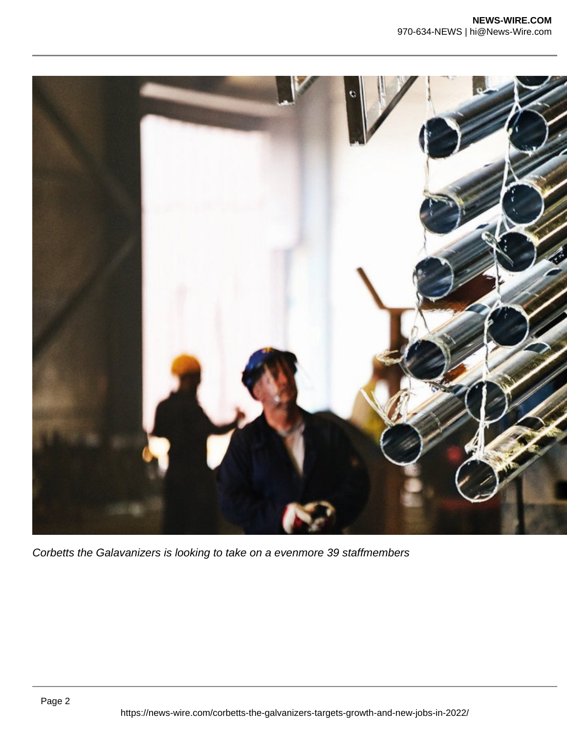*Corbetts the Galavanizers is looking to take on a evenmore 39 staffmembers*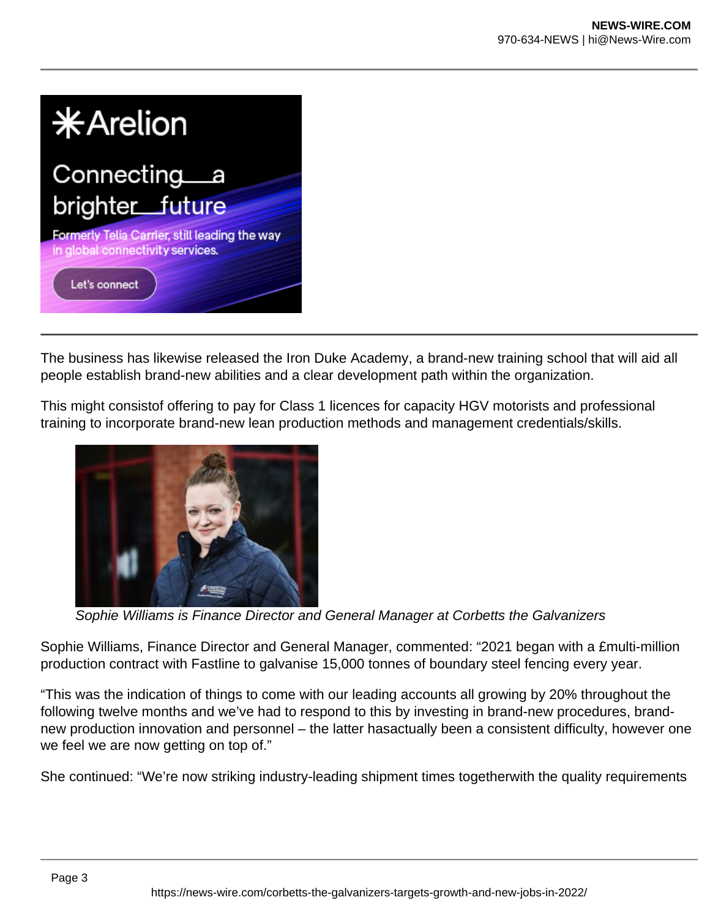The business has likewise released the Iron Duke Academy, a brand-new training school that will aid all people establish brand-new abilities and a clear development path within the organization.

This might consistof offering to pay for Class 1 licences for capacity HGV motorists and professional training to incorporate brand-new lean production methods and management credentials/skills.

*Sophie Williams is Finance Director and General Manager at Corbetts the Galvanizers*

Sophie Williams, Finance Director and General Manager, commented: "2021 began with a £multi-million production contract with Fastline to galvanise 15,000 tonnes of boundary steel fencing every year.

"This was the indication of things to come with our leading accounts all growing by 20% throughout the following twelve months and we've had to respond to this by investing in brand-new procedures, brand-new production innovation and personnel – the latter hasactually been a consistent difficulty, however one we feel we are now getting on top of."

She continued: "We're now striking industry-leading shipment times togetherwith the quality requirements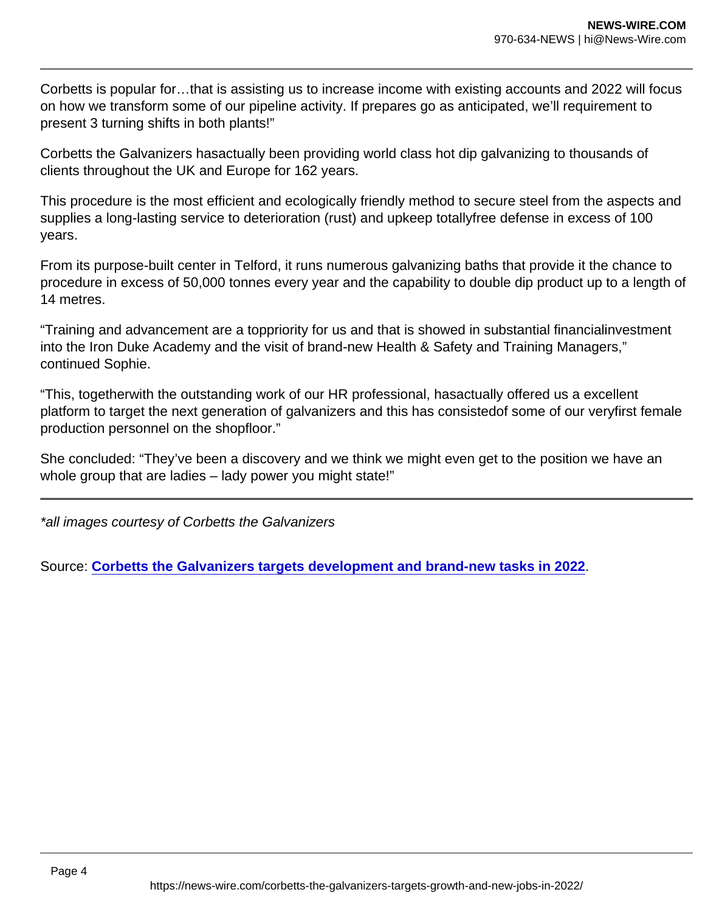Corbetts is popular for…that is assisting us to increase income with existing accounts and 2022 will focus on how we transform some of our pipeline activity. If prepares go as anticipated, we'll requirement to present 3 turning shifts in both plants!"

Corbetts the Galvanizers hasactually been providing world class hot dip galvanizing to thousands of clients throughout the UK and Europe for 162 years.

This procedure is the most efficient and ecologically friendly method to secure steel from the aspects and supplies a long-lasting service to deterioration (rust) and upkeep totallyfree defense in excess of 100 years.

From its purpose-built center in Telford, it runs numerous galvanizing baths that provide it the chance to procedure in excess of 50,000 tonnes every year and the capability to double dip product up to a length of 14 metres.

"Training and advancement are a toppriority for us and that is showed in substantial financialinvestment into the Iron Duke Academy and the visit of brand-new Health & Safety and Training Managers," continued Sophie.

"This, togetherwith the outstanding work of our HR professional, hasactually offered us a excellent platform to target the next generation of galvanizers and this has consistedof some of our veryfirst female production personnel on the shopfloor."

She concluded: "They've been a discovery and we think we might even get to the position we have an whole group that are ladies – lady power you might state!"

---

*all images courtesy of Corbetts the Galvanizers*

Source: **[Corbetts the Galvanizers targets development and brand-new tasks in 2022](https://news-wire.com/corbetts-the-galvanizers-targets-growth-and-new-jobs-in-2022/)**.